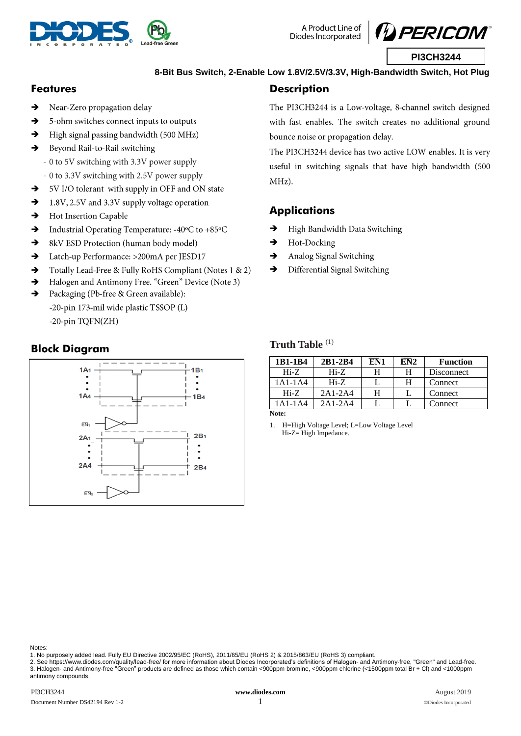PI3CH3244

8-Bit Bus Switch, 2-Enable Low 1.8V/2.5V/3.3V, High-Bandwidth Switch, Hot Plug

## Features

- Near-Zero propagation delay
- 5-ohm switches connect inputs to outputs
- High signal passing bandwidth (500 MHz)
- Beyond Rail-to-Rail switching
  - 0 to 5V switching with 3.3V power supply
  - 0 to 3.3V switching with 2.5V power supply
- 5V I/O tolerant with supply in OFF and ON state
- 1.8V, 2.5V and 3.3V supply voltage operation
- Hot Insertion Capable
- Industrial Operating Temperature: -40°C to +85°C
- 8kV ESD Protection (human body model)
- Latch-up Performance: >200mA per JESD17
- Totally Lead-Free & Fully RoHS Compliant (Notes 1 & 2)
- Halogen and Antimony Free. "Green" Device (Note 3)
- Packaging (Pb-free & Green available):
  - -20-pin 173-mil wide plastic TSSOP (L)
  - -20-pin TQFN(ZH)

## Description

The PI3CH3244 is a Low-voltage, 8-channel switch designed with fast enables. The switch creates no additional ground bounce noise or propagation delay.

The PI3CH3244 device has two active LOW enables. It is very useful in switching signals that have high bandwidth (500 MHz).

## Applications

- High Bandwidth Data Switching
- Hot-Docking
- Analog Signal Switching
- Differential Signal Switching

## Block Diagram

## Truth Table [1]

| 1B1-1B4 | 2B1-2B4 | $\overline{EN1}$ | $\overline{EN2}$ | Function |
|---|---|---|---|---|
| Hi-Z | Hi-Z | H | H | Disconnect |
| 1A1-1A4 | Hi-Z | L | H | Connect |
| Hi-Z | 2A1-2A4 | H | L | Connect |
| 1A1-1A4 | 2A1-2A4 | L | L | Connect |

**Note:**

1. H=High Voltage Level; L=Low Voltage Level
   Hi-Z= High Impedance.

Notes:
1. No purposely added lead. Fully EU Directive 2002/95/EC (RoHS), 2011/65/EU (RoHS 2) & 2015/863/EU (RoHS 3) compliant.
2. See https://www.diodes.com/quality/lead-free/ for more information about Diodes Incorporated's definitions of Halogen- and Antimony-free, "Green" and Lead-free.
3. Halogen- and Antimony-free "Green" products are defined as those which contain <900ppm bromine, <900ppm chlorine (<1500ppm total Br + Cl) and <1000ppm antimony compounds.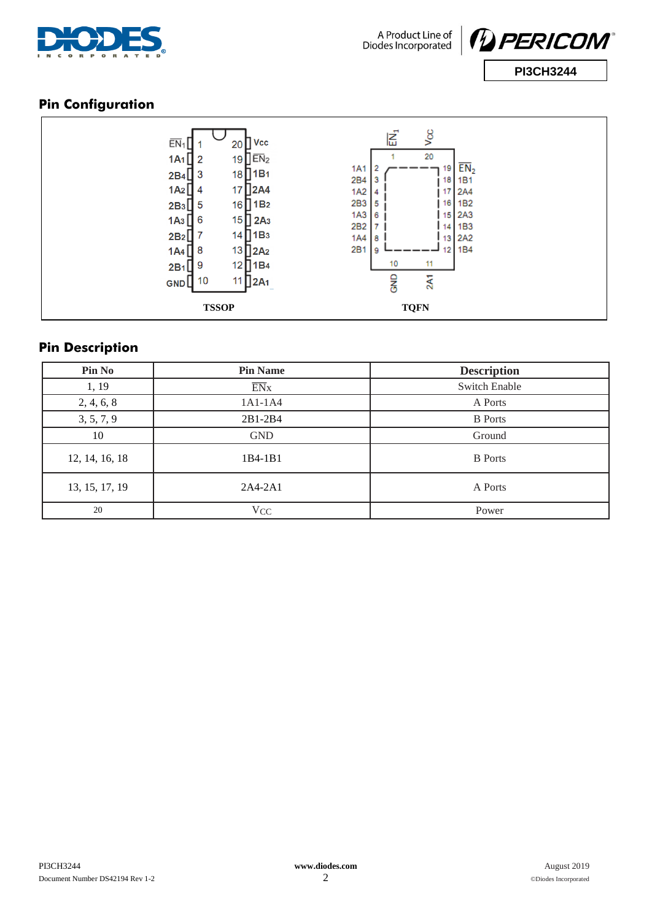## Pin Configuration

TSSOP

TQFN

## Pin Description

| Pin No | Pin Name | Description |
|---|---|---|
| 1, 19 | $\overline{EN}$x | Switch Enable |
| 2, 4, 6, 8 | 1A1-1A4 | A Ports |
| 3, 5, 7, 9 | 2B1-2B4 | B Ports |
| 10 | GND | Ground |
| 12, 14, 16, 18 | 1B4-1B1 | B Ports |
| 13, 15, 17, 19 | 2A4-2A1 | A Ports |
| 20 | $V_{CC}$ | Power |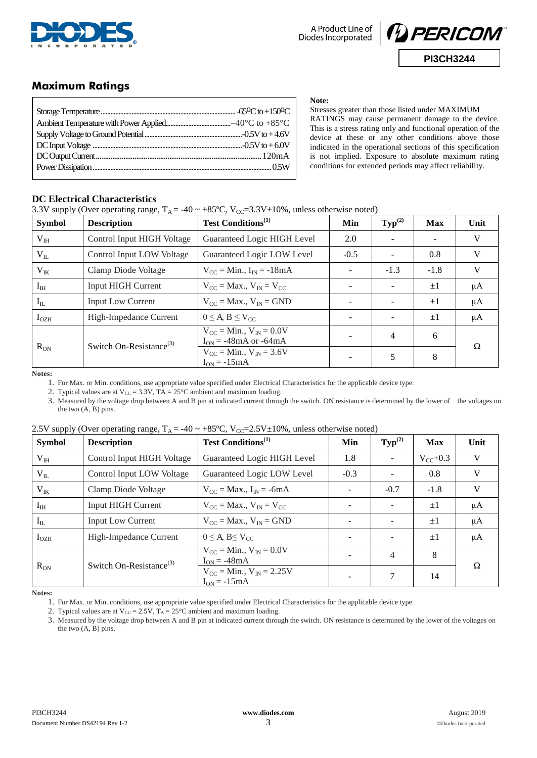## Maximum Ratings

| | |
|---|---|
| Storage Temperature | -65°C to +150°C |
| Ambient Temperature with Power Applied | –40°C to +85°C |
| Supply Voltage to Ground Potential | -0.5V to + 4.6V |
| DC Input Voltage | -0.5V to + 6.0V |
| DC Output Current | 120mA |
| Power Dissipation | 0.5W |

**Note:**
Stresses greater than those listed under MAXIMUM RATINGS may cause permanent damage to the device. This is a stress rating only and functional operation of the device at these or any other conditions above those indicated in the operational sections of this specification is not implied. Exposure to absolute maximum rating conditions for extended periods may affect reliability.

### DC Electrical Characteristics

3.3V supply (Over operating range, $T_A$ = -40 ~ +85ºC, $V_{CC}$=3.3V±10%, unless otherwise noted)

| Symbol | Description | Test Conditions(1) | Min | Typ(2) | Max | Unit |
|---|---|---|---|---|---|---|
| $V_{IH}$ | Control Input HIGH Voltage | Guaranteed Logic HIGH Level | 2.0 | - | - | V |
| $V_{IL}$ | Control Input LOW Voltage | Guaranteed Logic LOW Level | -0.5 | - | 0.8 | V |
| $V_{IK}$ | Clamp Diode Voltage | $V_{CC}$ = Min., $I_{IN}$ = -18mA | - | -1.3 | -1.8 | V |
| $I_{IH}$ | Input HIGH Current | $V_{CC}$ = Max., $V_{IN}$ = $V_{CC}$ | - | - | ±1 | µA |
| $I_{IL}$ | Input Low Current | $V_{CC}$ = Max., $V_{IN}$ = GND | - | - | ±1 | µA |
| $I_{OZH}$ | High-Impedance Current | 0 ≤ A, B ≤ $V_{CC}$ | - | - | ±1 | µA |
| $R_{ON}$ | Switch On-Resistance(3) | $V_{CC}$ = Min., $V_{IN}$ = 0.0V, $I_{ON}$ = -48mA or -64mA | - | 4 | 6 | Ω |
| | | $V_{CC}$ = Min., $V_{IN}$ = 3.6V, $I_{ON}$ = -15mA | - | 5 | 8 | |

**Notes:**

1. For Max. or Min. conditions, use appropriate value specified under Electrical Characteristics for the applicable device type.
2. Typical values are at $V_{CC}$ = 3.3V, TA = 25°C ambient and maximum loading.
3. Measured by the voltage drop between A and B pin at indicated current through the switch. ON resistance is determined by the lower of the voltages on the two (A, B) pins.

2.5V supply (Over operating range, $T_A$ = -40 ~ +85ºC, $V_{CC}$=2.5V±10%, unless otherwise noted)

| Symbol | Description | Test Conditions(1) | Min | Typ(2) | Max | Unit |
|---|---|---|---|---|---|---|
| $V_{IH}$ | Control Input HIGH Voltage | Guaranteed Logic HIGH Level | 1.8 | - | $V_{CC}$+0.3 | V |
| $V_{IL}$ | Control Input LOW Voltage | Guaranteed Logic LOW Level | -0.3 | - | 0.8 | V |
| $V_{IK}$ | Clamp Diode Voltage | $V_{CC}$ = Max., $I_{IN}$ = -6mA | - | -0.7 | -1.8 | V |
| $I_{IH}$ | Input HIGH Current | $V_{CC}$ = Max., $V_{IN}$ = $V_{CC}$ | - | - | ±1 | µA |
| $I_{IL}$ | Input Low Current | $V_{CC}$ = Max., $V_{IN}$ = GND | - | - | ±1 | µA |
| $I_{OZH}$ | High-Impedance Current | 0 ≤ A, B≤ $V_{CC}$ | - | - | ±1 | µA |
| $R_{ON}$ | Switch On-Resistance(3) | $V_{CC}$ = Min., $V_{IN}$ = 0.0V, $I_{ON}$ = -48mA | - | 4 | 8 | Ω |
| | | $V_{CC}$ = Min., $V_{IN}$ = 2.25V, $I_{ON}$ = -15mA | - | 7 | 14 | |

**Notes:**

1. For Max. or Min. conditions, use appropriate value specified under Electrical Characteristics for the applicable device type.
2. Typical values are at $V_{CC}$ = 2.5V, $T_A$ = 25°C ambient and maximum loading.
3. Measured by the voltage drop between A and B pin at indicated current through the switch. ON resistance is determined by the lower of the voltages on the two (A, B) pins.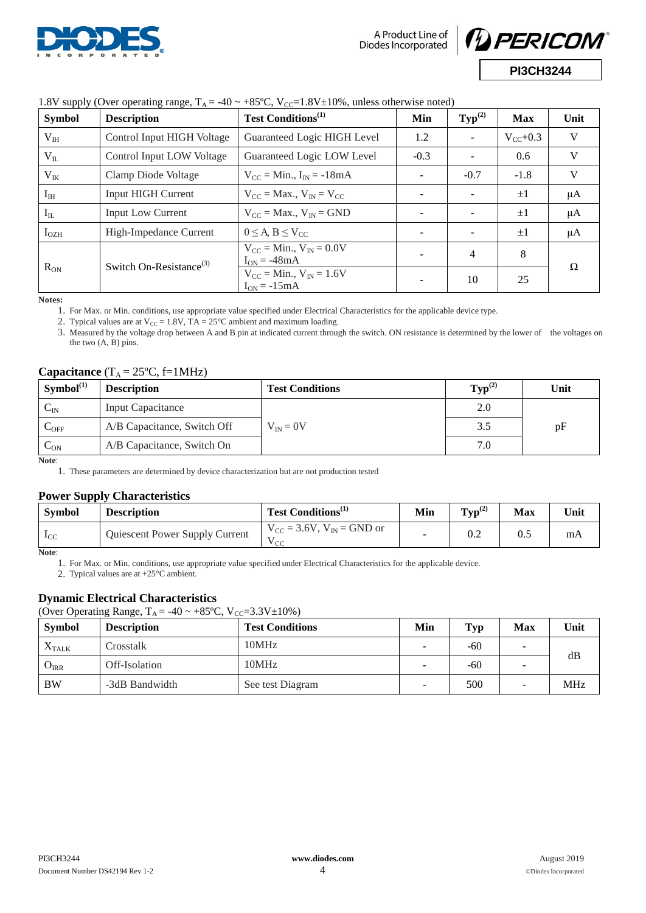1.8V supply (Over operating range, $T_A = -40 \sim +85$ºC, $V_{CC}$=1.8V±10%, unless otherwise noted)

| Symbol | Description | Test Conditions[1] | Min | Typ[2] | Max | Unit |
|---|---|---|---|---|---|---|
| $V_{IH}$ | Control Input HIGH Voltage | Guaranteed Logic HIGH Level | 1.2 | - | $V_{CC}$+0.3 | V |
| $V_{IL}$ | Control Input LOW Voltage | Guaranteed Logic LOW Level | -0.3 | - | 0.6 | V |
| $V_{IK}$ | Clamp Diode Voltage | $V_{CC}$ = Min., $I_{IN}$ = -18mA | - | -0.7 | -1.8 | V |
| $I_{IH}$ | Input HIGH Current | $V_{CC}$ = Max., $V_{IN}$ = $V_{CC}$ | - | - | ±1 | µA |
| $I_{IL}$ | Input Low Current | $V_{CC}$ = Max., $V_{IN}$ = GND | - | - | ±1 | µA |
| $I_{OZH}$ | High-Impedance Current | $0 \leq A, B \leq V_{CC}$ | - | - | ±1 | µA |
| $R_{ON}$ | Switch On-Resistance[3] | $V_{CC}$ = Min., $V_{IN}$ = 0.0V $I_{ON}$ = -48mA | - | 4 | 8 | Ω |
| | | $V_{CC}$ = Min., $V_{IN}$ = 1.6V $I_{ON}$ = -15mA | - | 10 | 25 | |

**Notes:**

1. For Max. or Min. conditions, use appropriate value specified under Electrical Characteristics for the applicable device type.
2. Typical values are at $V_{CC}$ = 1.8V, TA = 25°C ambient and maximum loading.
3. Measured by the voltage drop between A and B pin at indicated current through the switch. ON resistance is determined by the lower of the voltages on the two (A, B) pins.

### Capacitance ($T_A$ = 25ºC, f=1MHz)

| Symbol[1] | Description | Test Conditions | Typ[2] | Unit |
|---|---|---|---|---|
| $C_{IN}$ | Input Capacitance | $V_{IN}$ = 0V | 2.0 | pF |
| $C_{OFF}$ | A/B Capacitance, Switch Off | | 3.5 | |
| $C_{ON}$ | A/B Capacitance, Switch On | | 7.0 | |

**Note**:

1. These parameters are determined by device characterization but are not production tested

### Power Supply Characteristics

| Symbol | Description | Test Conditions[1] | Min | Typ[2] | Max | Unit |
|---|---|---|---|---|---|---|
| $I_{CC}$ | Quiescent Power Supply Current | $V_{CC}$ = 3.6V, $V_{IN}$ = GND or $V_{CC}$ | - | 0.2 | 0.5 | mA |

**Note**:

1. For Max. or Min. conditions, use appropriate value specified under Electrical Characteristics for the applicable device.
2. Typical values are at +25°C ambient.

### Dynamic Electrical Characteristics

(Over Operating Range, $T_A = -40 \sim +85$ºC, $V_{CC}$=3.3V±10%)

| Symbol | Description | Test Conditions | Min | Typ | Max | Unit |
|---|---|---|---|---|---|---|
| $X_{TALK}$ | Crosstalk | 10MHz | - | -60 | - | dB |
| $O_{IRR}$ | Off-Isolation | 10MHz | - | -60 | - | |
| BW | -3dB Bandwidth | See test Diagram | - | 500 | - | MHz |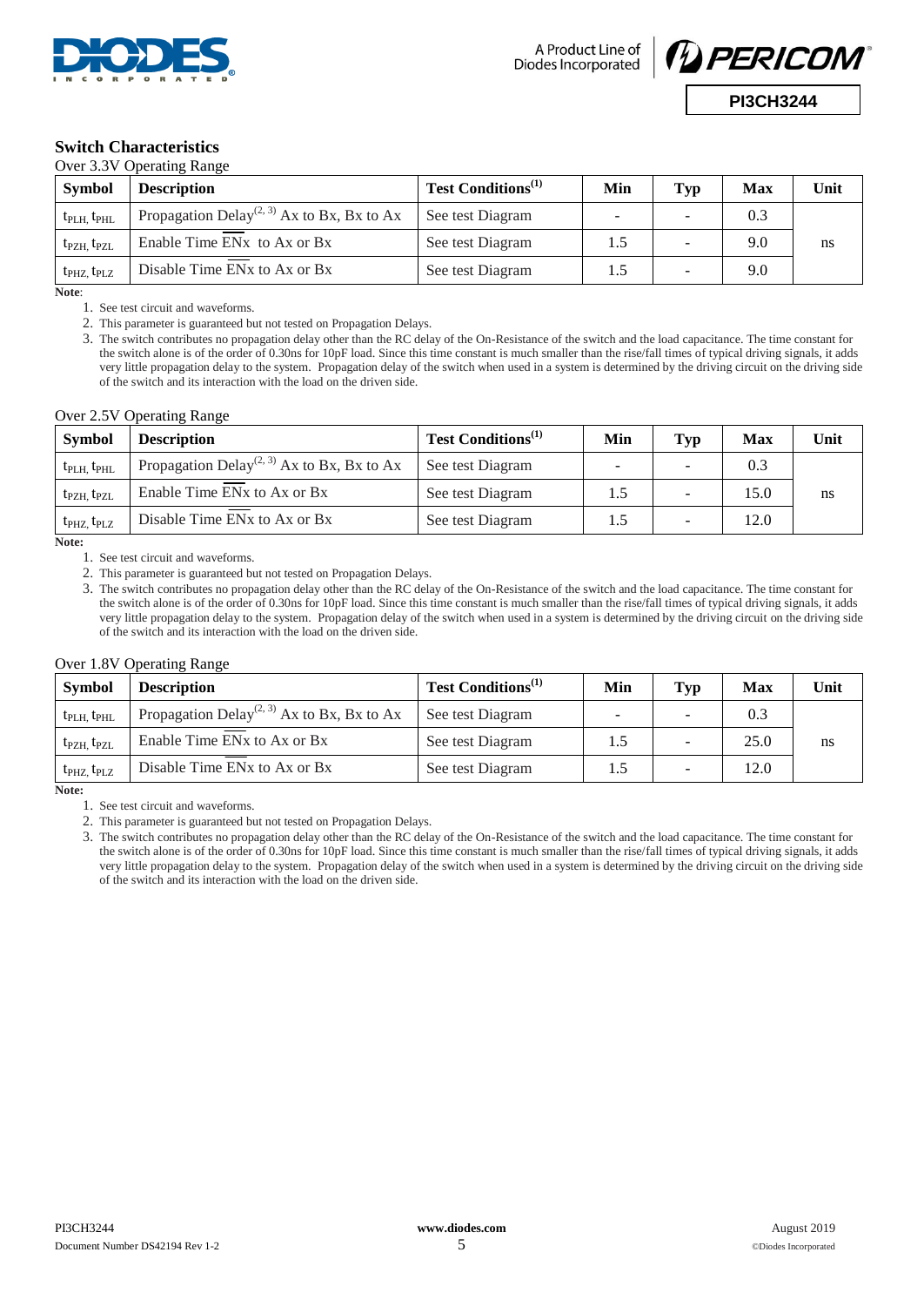## Switch Characteristics

Over 3.3V Operating Range

| Symbol | Description | Test Conditions(1) | Min | Typ | Max | Unit |
|---|---|---|---|---|---|---|
| $t_{PLH}$, $t_{PHL}$ | Propagation Delay(2, 3) Ax to Bx, Bx to Ax | See test Diagram | - | - | 0.3 | ns |
| $t_{PZH}$, $t_{PZL}$ | Enable Time $\overline{EN}x$ to Ax or Bx | See test Diagram | 1.5 | - | 9.0 | |
| $t_{PHZ}$, $t_{PLZ}$ | Disable Time $\overline{EN}x$ to Ax or Bx | See test Diagram | 1.5 | - | 9.0 | |

**Note**:

1. See test circuit and waveforms.
2. This parameter is guaranteed but not tested on Propagation Delays.
3. The switch contributes no propagation delay other than the RC delay of the On-Resistance of the switch and the load capacitance. The time constant for the switch alone is of the order of 0.30ns for 10pF load. Since this time constant is much smaller than the rise/fall times of typical driving signals, it adds very little propagation delay to the system. Propagation delay of the switch when used in a system is determined by the driving circuit on the driving side of the switch and its interaction with the load on the driven side.

Over 2.5V Operating Range

| Symbol | Description | Test Conditions(1) | Min | Typ | Max | Unit |
|---|---|---|---|---|---|---|
| $t_{PLH}$, $t_{PHL}$ | Propagation Delay(2, 3) Ax to Bx, Bx to Ax | See test Diagram | - | - | 0.3 | ns |
| $t_{PZH}$, $t_{PZL}$ | Enable Time $\overline{EN}x$ to Ax or Bx | See test Diagram | 1.5 | - | 15.0 | |
| $t_{PHZ}$, $t_{PLZ}$ | Disable Time $\overline{EN}x$ to Ax or Bx | See test Diagram | 1.5 | - | 12.0 | |

**Note:**

1. See test circuit and waveforms.
2. This parameter is guaranteed but not tested on Propagation Delays.
3. The switch contributes no propagation delay other than the RC delay of the On-Resistance of the switch and the load capacitance. The time constant for the switch alone is of the order of 0.30ns for 10pF load. Since this time constant is much smaller than the rise/fall times of typical driving signals, it adds very little propagation delay to the system. Propagation delay of the switch when used in a system is determined by the driving circuit on the driving side of the switch and its interaction with the load on the driven side.

Over 1.8V Operating Range

| Symbol | Description | Test Conditions(1) | Min | Typ | Max | Unit |
|---|---|---|---|---|---|---|
| $t_{PLH}$, $t_{PHL}$ | Propagation Delay(2, 3) Ax to Bx, Bx to Ax | See test Diagram | - | - | 0.3 | ns |
| $t_{PZH}$, $t_{PZL}$ | Enable Time $\overline{EN}x$ to Ax or Bx | See test Diagram | 1.5 | - | 25.0 | |
| $t_{PHZ}$, $t_{PLZ}$ | Disable Time $\overline{EN}x$ to Ax or Bx | See test Diagram | 1.5 | - | 12.0 | |

**Note:**

1. See test circuit and waveforms.
2. This parameter is guaranteed but not tested on Propagation Delays.
3. The switch contributes no propagation delay other than the RC delay of the On-Resistance of the switch and the load capacitance. The time constant for the switch alone is of the order of 0.30ns for 10pF load. Since this time constant is much smaller than the rise/fall times of typical driving signals, it adds very little propagation delay to the system. Propagation delay of the switch when used in a system is determined by the driving circuit on the driving side of the switch and its interaction with the load on the driven side.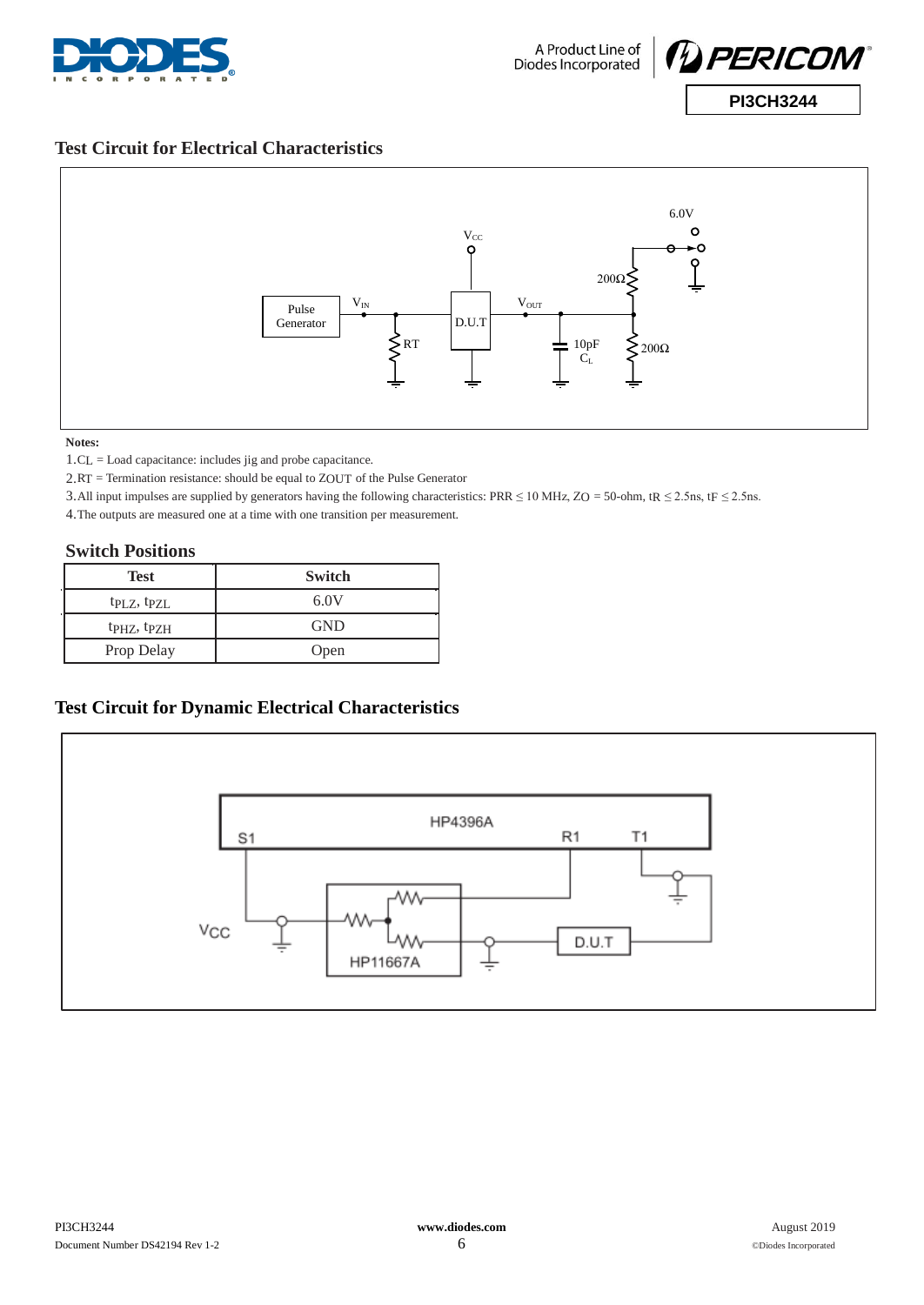## Test Circuit for Electrical Characteristics

**Notes:**

1. $C_L$ = Load capacitance: includes jig and probe capacitance.
2. RT = Termination resistance: should be equal to $Z_{OUT}$ of the Pulse Generator
3. All input impulses are supplied by generators having the following characteristics: PRR ≤ 10 MHz, $Z_O$ = 50-ohm, $t_R$ ≤ 2.5ns, $t_F$ ≤ 2.5ns.
4. The outputs are measured one at a time with one transition per measurement.

### Switch Positions

| Test | Switch |
|---|---|
| $t_{PLZ}$, $t_{PZL}$ | 6.0V |
| $t_{PHZ}$, $t_{PZH}$ | GND |
| Prop Delay | Open |

## Test Circuit for Dynamic Electrical Characteristics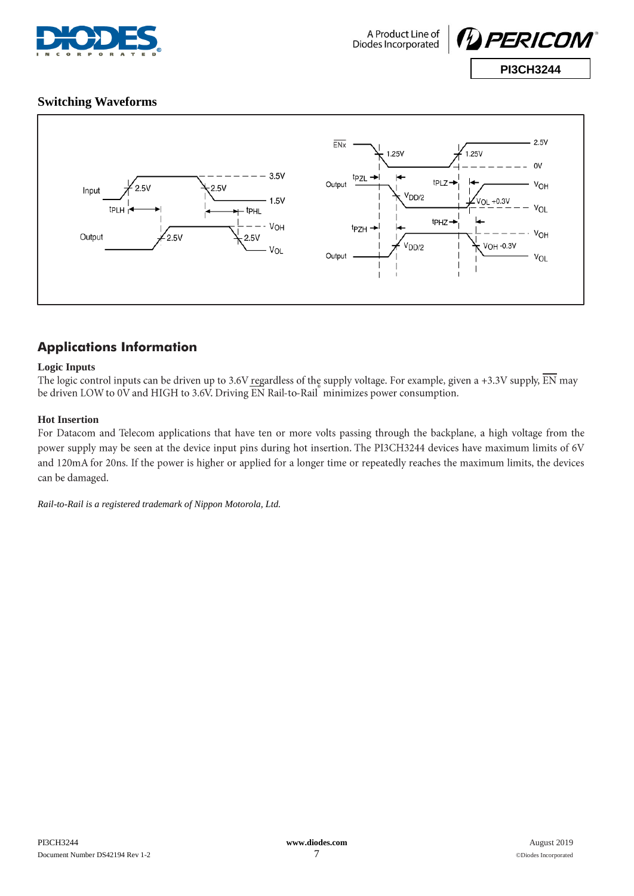## Switching Waveforms

## Applications Information

### Logic Inputs

The logic control inputs can be driven up to 3.6V regardless of the supply voltage. For example, given a +3.3V supply, $\overline{EN}$ may be driven LOW to 0V and HIGH to 3.6V. Driving $\overline{EN}$ Rail-to-Rail® minimizes power consumption.

### Hot Insertion

For Datacom and Telecom applications that have ten or more volts passing through the backplane, a high voltage from the power supply may be seen at the device input pins during hot insertion. The PI3CH3244 devices have maximum limits of 6V and 120mA for 20ns. If the power is higher or applied for a longer time or repeatedly reaches the maximum limits, the devices can be damaged.

*Rail-to-Rail is a registered trademark of Nippon Motorola, Ltd.*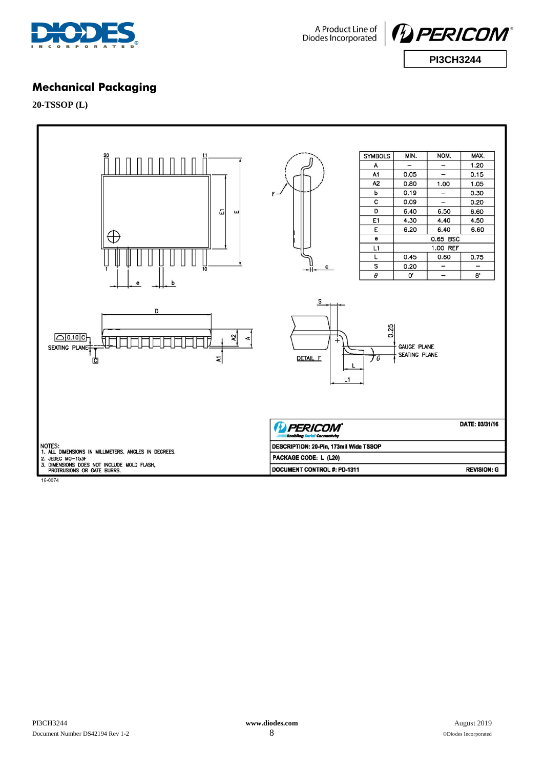## Mechanical Packaging

**20-TSSOP (L)**

| SYMBOLS | MIN. | NOM. | MAX. |
|---|---|---|---|
| A | – | – | 1.20 |
| A1 | 0.05 | – | 0.15 |
| A2 | 0.80 | 1.00 | 1.05 |
| b | 0.19 | – | 0.30 |
| C | 0.09 | – | 0.20 |
| D | 6.40 | 6.50 | 6.60 |
| E1 | 4.30 | 4.40 | 4.50 |
| E | 6.20 | 6.40 | 6.60 |
| e | 0.65 BSC | | |
| L1 | 1.00 REF | | |
| L | 0.45 | 0.60 | 0.75 |
| S | 0.20 | – | – |
| θ | 0° | – | 8° |

NOTES:
1. ALL DIMENSIONS IN MILLIMETERS. ANGLES IN DEGREES.
2. JEDEC MO-153F
3. DIMENSIONS DOES NOT INCLUDE MOLD FLASH, PROTRUSIONS OR GATE BURRS.

DATE: 03/31/16

DESCRIPTION: 20-Pin, 173mil Wide TSSOP

PACKAGE CODE: L (L20)

DOCUMENT CONTROL #: PD-1311 REVISION: G

16-0074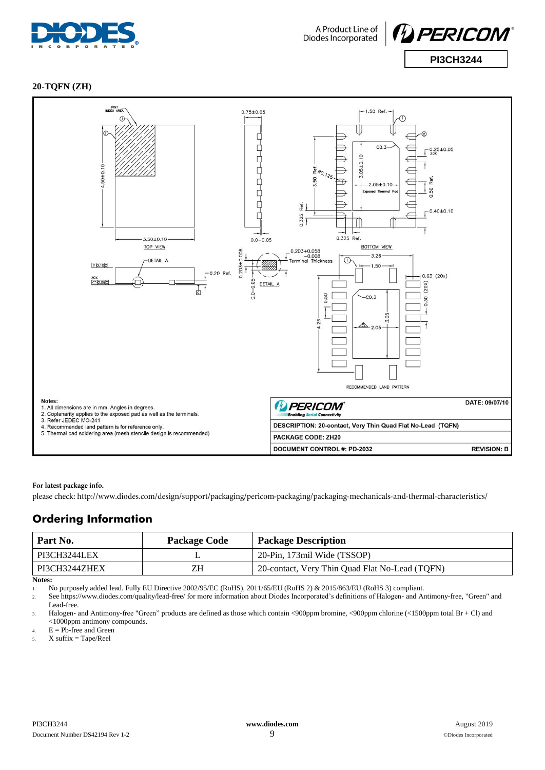## 20-TQFN (ZH)

Notes:
1. All dimensions are in mm. Angles in degrees.
2. Coplanarity applies to the exposed pad as well as the terminals.
3. Refer JEDEC MO-241
4. Recommended land pattern is for reference only.
5. Thermal pad soldering area (mesh stencile design is recommended)

DATE: 09/07/10

DESCRIPTION: 20-contact, Very Thin Quad Flat No-Lead (TQFN)

PACKAGE CODE: ZH20

DOCUMENT CONTROL #: PD-2032 REVISION: B

**For latest package info.**

please check: http://www.diodes.com/design/support/packaging/pericom-packaging/packaging-mechanicals-and-thermal-characteristics/

## Ordering Information

| Part No. | Package Code | Package Description |
|---|---|---|
| PI3CH3244LEX | L | 20-Pin, 173mil Wide (TSSOP) |
| PI3CH3244ZHEX | ZH | 20-contact, Very Thin Quad Flat No-Lead (TQFN) |

**Notes:**

1. No purposely added lead. Fully EU Directive 2002/95/EC (RoHS), 2011/65/EU (RoHS 2) & 2015/863/EU (RoHS 3) compliant.
2. See https://www.diodes.com/quality/lead-free/ for more information about Diodes Incorporated's definitions of Halogen- and Antimony-free, "Green" and Lead-free.
3. Halogen- and Antimony-free "Green" products are defined as those which contain <900ppm bromine, <900ppm chlorine (<1500ppm total Br + Cl) and <1000ppm antimony compounds.
4. E = Pb-free and Green
5. X suffix = Tape/Reel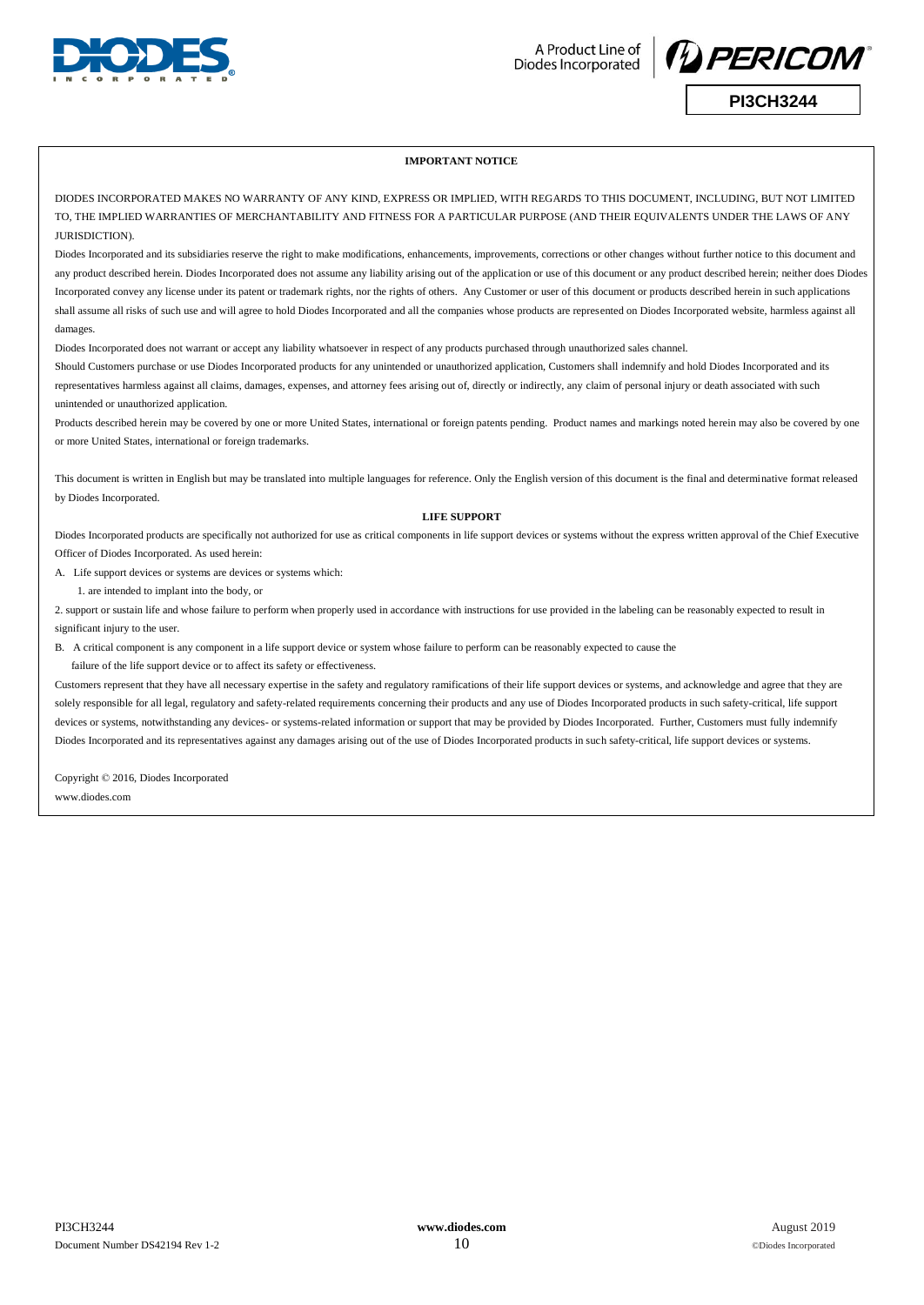## IMPORTANT NOTICE

DIODES INCORPORATED MAKES NO WARRANTY OF ANY KIND, EXPRESS OR IMPLIED, WITH REGARDS TO THIS DOCUMENT, INCLUDING, BUT NOT LIMITED TO, THE IMPLIED WARRANTIES OF MERCHANTABILITY AND FITNESS FOR A PARTICULAR PURPOSE (AND THEIR EQUIVALENTS UNDER THE LAWS OF ANY JURISDICTION).

Diodes Incorporated and its subsidiaries reserve the right to make modifications, enhancements, improvements, corrections or other changes without further notice to this document and any product described herein. Diodes Incorporated does not assume any liability arising out of the application or use of this document or any product described herein; neither does Diodes Incorporated convey any license under its patent or trademark rights, nor the rights of others. Any Customer or user of this document or products described herein in such applications shall assume all risks of such use and will agree to hold Diodes Incorporated and all the companies whose products are represented on Diodes Incorporated website, harmless against all damages.

Diodes Incorporated does not warrant or accept any liability whatsoever in respect of any products purchased through unauthorized sales channel.

Should Customers purchase or use Diodes Incorporated products for any unintended or unauthorized application, Customers shall indemnify and hold Diodes Incorporated and its representatives harmless against all claims, damages, expenses, and attorney fees arising out of, directly or indirectly, any claim of personal injury or death associated with such unintended or unauthorized application.

Products described herein may be covered by one or more United States, international or foreign patents pending. Product names and markings noted herein may also be covered by one or more United States, international or foreign trademarks.

This document is written in English but may be translated into multiple languages for reference. Only the English version of this document is the final and determinative format released by Diodes Incorporated.

## LIFE SUPPORT

Diodes Incorporated products are specifically not authorized for use as critical components in life support devices or systems without the express written approval of the Chief Executive Officer of Diodes Incorporated. As used herein:

A. Life support devices or systems are devices or systems which:

1. are intended to implant into the body, or

2. support or sustain life and whose failure to perform when properly used in accordance with instructions for use provided in the labeling can be reasonably expected to result in significant injury to the user.

B. A critical component is any component in a life support device or system whose failure to perform can be reasonably expected to cause the failure of the life support device or to affect its safety or effectiveness.

Customers represent that they have all necessary expertise in the safety and regulatory ramifications of their life support devices or systems, and acknowledge and agree that they are solely responsible for all legal, regulatory and safety-related requirements concerning their products and any use of Diodes Incorporated products in such safety-critical, life support devices or systems, notwithstanding any devices- or systems-related information or support that may be provided by Diodes Incorporated. Further, Customers must fully indemnify Diodes Incorporated and its representatives against any damages arising out of the use of Diodes Incorporated products in such safety-critical, life support devices or systems.

Copyright © 2016, Diodes Incorporated

www.diodes.com